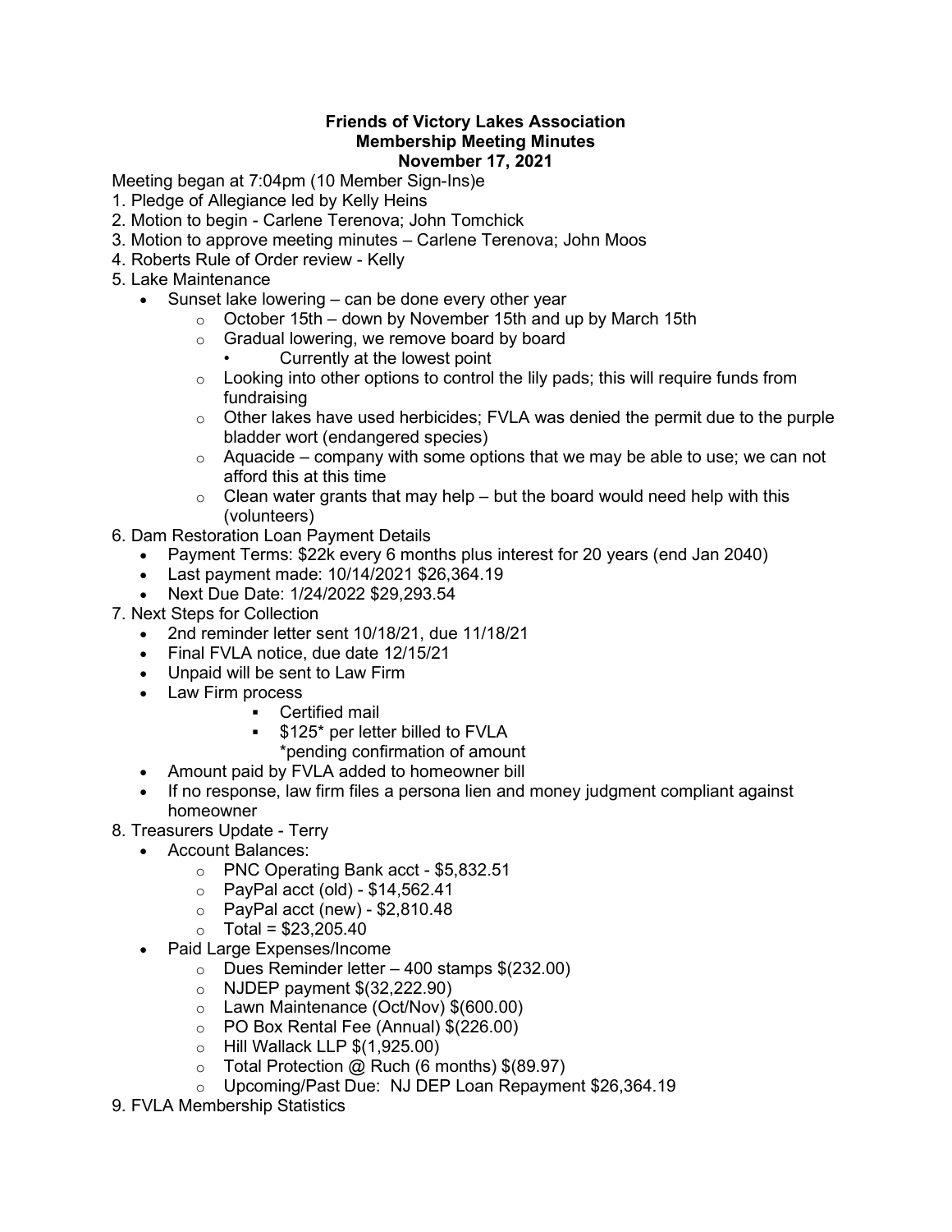**Friends of Victory Lakes Association**
**Membership Meeting Minutes**
**November 17, 2021**

Meeting began at 7:04pm (10 Member Sign-Ins)e

1. Pledge of Allegiance led by Kelly Heins
2. Motion to begin - Carlene Terenova; John Tomchick
3. Motion to approve meeting minutes – Carlene Terenova; John Moos
4. Roberts Rule of Order review - Kelly
5. Lake Maintenance
    - Sunset lake lowering – can be done every other year
        - October 15th – down by November 15th and up by March 15th
        - Gradual lowering, we remove board by board
            - Currently at the lowest point
        - Looking into other options to control the lily pads; this will require funds from fundraising
        - Other lakes have used herbicides; FVLA was denied the permit due to the purple bladder wort (endangered species)
        - Aquacide – company with some options that we may be able to use; we can not afford this at this time
        - Clean water grants that may help – but the board would need help with this (volunteers)
6. Dam Restoration Loan Payment Details
    - Payment Terms: $22k every 6 months plus interest for 20 years (end Jan 2040)
    - Last payment made: 10/14/2021 $26,364.19
    - Next Due Date: 1/24/2022 $29,293.54
7. Next Steps for Collection
    - 2nd reminder letter sent 10/18/21, due 11/18/21
    - Final FVLA notice, due date 12/15/21
    - Unpaid will be sent to Law Firm
    - Law Firm process
        - Certified mail
        - $125* per letter billed to FVLA
          *pending confirmation of amount
    - Amount paid by FVLA added to homeowner bill
    - If no response, law firm files a persona lien and money judgment compliant against homeowner
8. Treasurers Update - Terry
    - Account Balances:
        - PNC Operating Bank acct - $5,832.51
        - PayPal acct (old) - $14,562.41
        - PayPal acct (new) - $2,810.48
        - Total = $23,205.40
    - Paid Large Expenses/Income
        - Dues Reminder letter – 400 stamps $(232.00)
        - NJDEP payment $(32,222.90)
        - Lawn Maintenance (Oct/Nov) $(600.00)
        - PO Box Rental Fee (Annual) $(226.00)
        - Hill Wallack LLP $(1,925.00)
        - Total Protection @ Ruch (6 months) $(89.97)
        - Upcoming/Past Due: NJ DEP Loan Repayment $26,364.19
9. FVLA Membership Statistics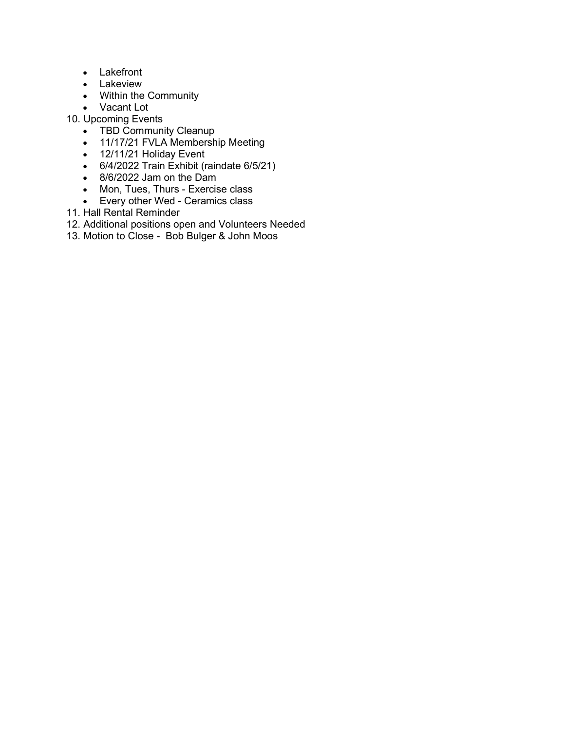- Lakefront
- Lakeview
- Within the Community
- Vacant Lot

10. Upcoming Events
    - TBD Community Cleanup
    - 11/17/21 FVLA Membership Meeting
    - 12/11/21 Holiday Event
    - 6/4/2022 Train Exhibit (raindate 6/5/21)
    - 8/6/2022 Jam on the Dam
    - Mon, Tues, Thurs - Exercise class
    - Every other Wed - Ceramics class
11. Hall Rental Reminder
12. Additional positions open and Volunteers Needed
13. Motion to Close - Bob Bulger & John Moos